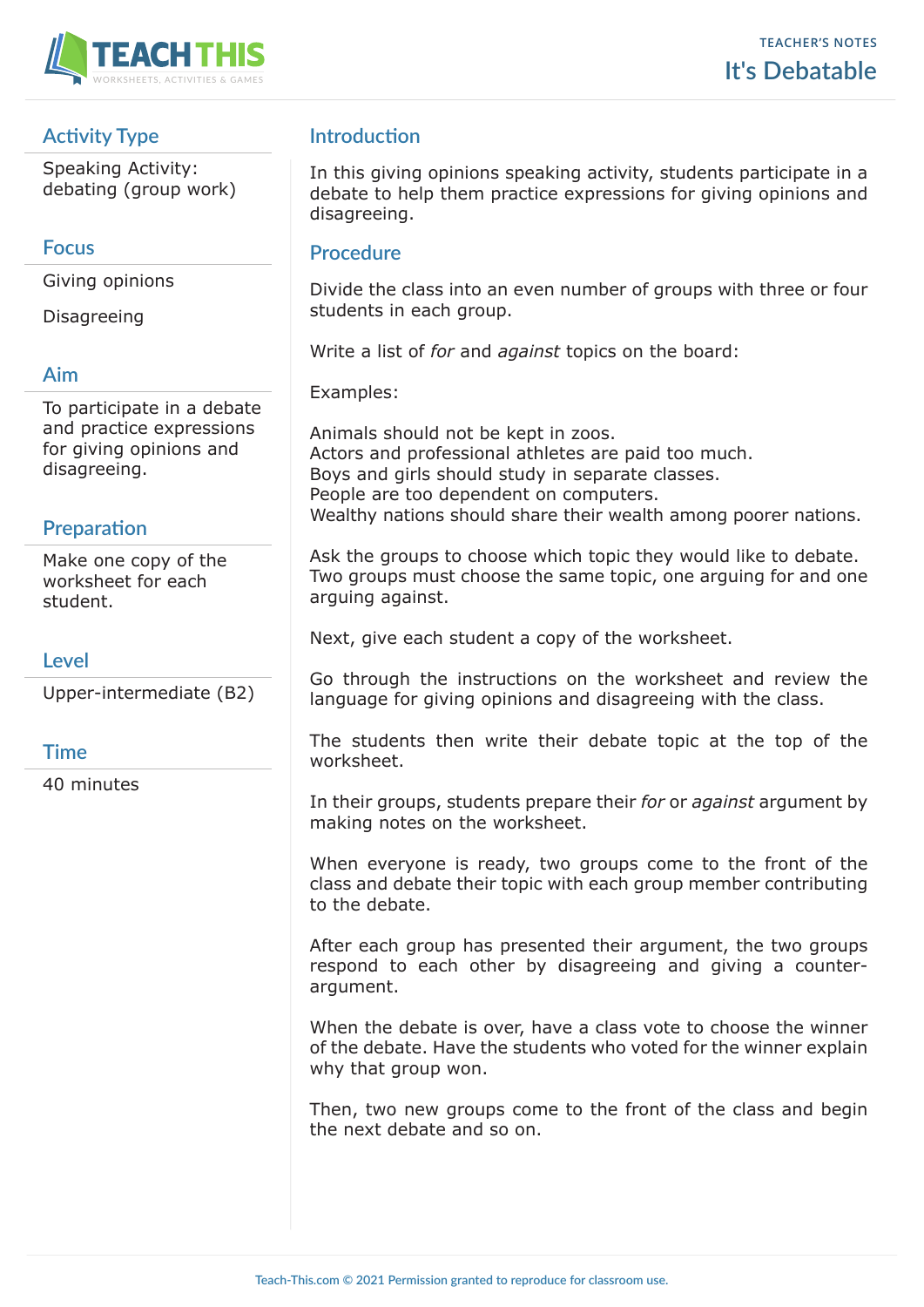TEACHER'S NOTES

# It's Debatable

## Activity Type

Speaking Activity: debating (group work)

## Focus

Giving opinions

Disagreeing

## Aim

To participate in a debate and practice expressions for giving opinions and disagreeing.

## Preparation

Make one copy of the worksheet for each student.

## Level

Upper-intermediate (B2)

## Time

40 minutes

## Introduction

In this giving opinions speaking activity, students participate in a debate to help them practice expressions for giving opinions and disagreeing.

## Procedure

Divide the class into an even number of groups with three or four students in each group.

Write a list of *for* and *against* topics on the board:

Examples:

Animals should not be kept in zoos.
Actors and professional athletes are paid too much.
Boys and girls should study in separate classes.
People are too dependent on computers.
Wealthy nations should share their wealth among poorer nations.

Ask the groups to choose which topic they would like to debate. Two groups must choose the same topic, one arguing for and one arguing against.

Next, give each student a copy of the worksheet.

Go through the instructions on the worksheet and review the language for giving opinions and disagreeing with the class.

The students then write their debate topic at the top of the worksheet.

In their groups, students prepare their *for* or *against* argument by making notes on the worksheet.

When everyone is ready, two groups come to the front of the class and debate their topic with each group member contributing to the debate.

After each group has presented their argument, the two groups respond to each other by disagreeing and giving a counter-argument.

When the debate is over, have a class vote to choose the winner of the debate. Have the students who voted for the winner explain why that group won.

Then, two new groups come to the front of the class and begin the next debate and so on.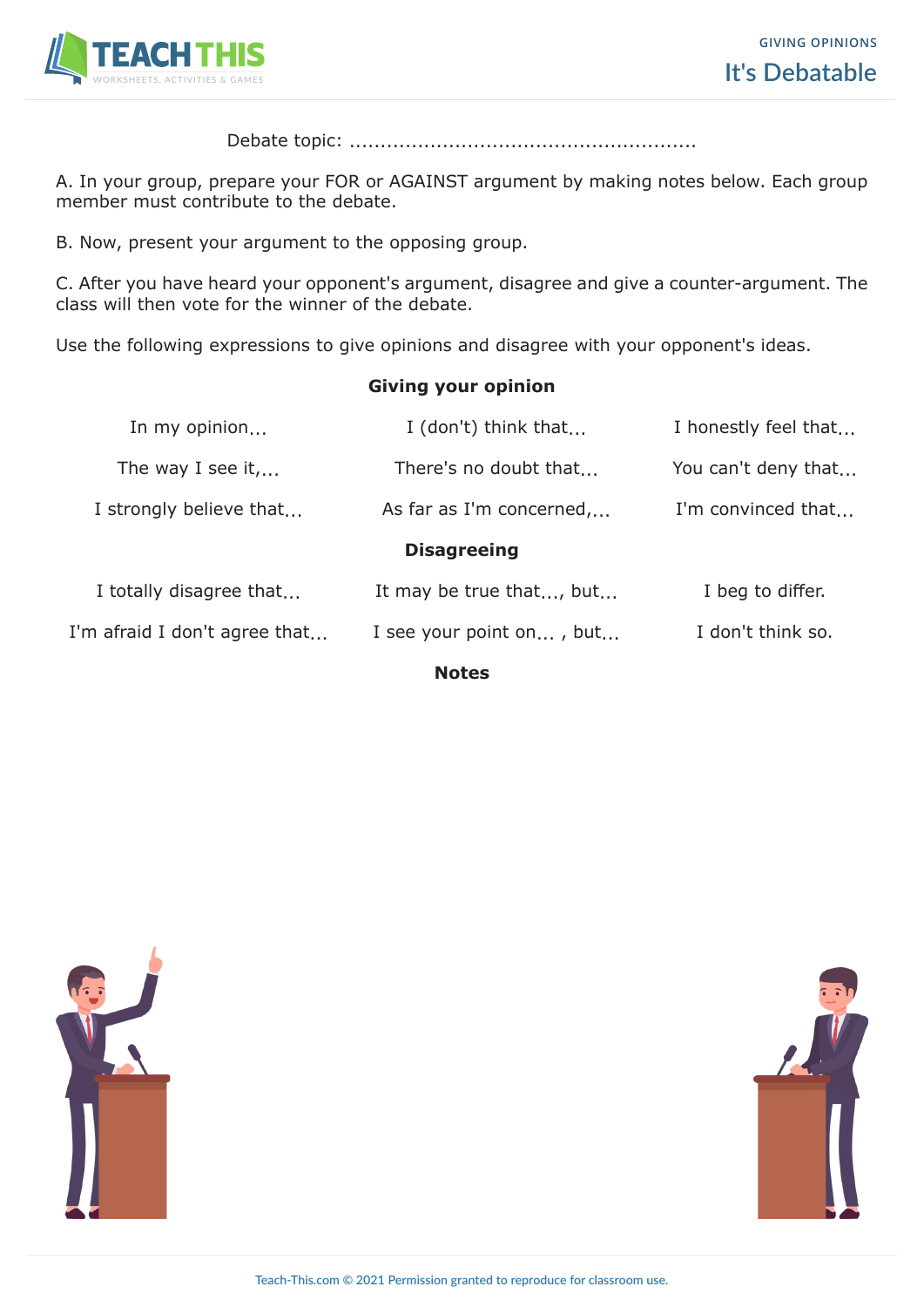Debate topic: .......................................................

A. In your group, prepare your FOR or AGAINST argument by making notes below. Each group member must contribute to the debate.

B. Now, present your argument to the opposing group.

C. After you have heard your opponent's argument, disagree and give a counter-argument. The class will then vote for the winner of the debate.

Use the following expressions to give opinions and disagree with your opponent's ideas.

## Giving your opinion

| | | |
|---|---|---|
| In my opinion... | I (don't) think that... | I honestly feel that... |
| The way I see it,... | There's no doubt that... | You can't deny that... |
| I strongly believe that... | As far as I'm concerned,... | I'm convinced that... |

## Disagreeing

| | | |
|---|---|---|
| I totally disagree that... | It may be true that..., but... | I beg to differ. |
| I'm afraid I don't agree that... | I see your point on... , but... | I don't think so. |

## Notes